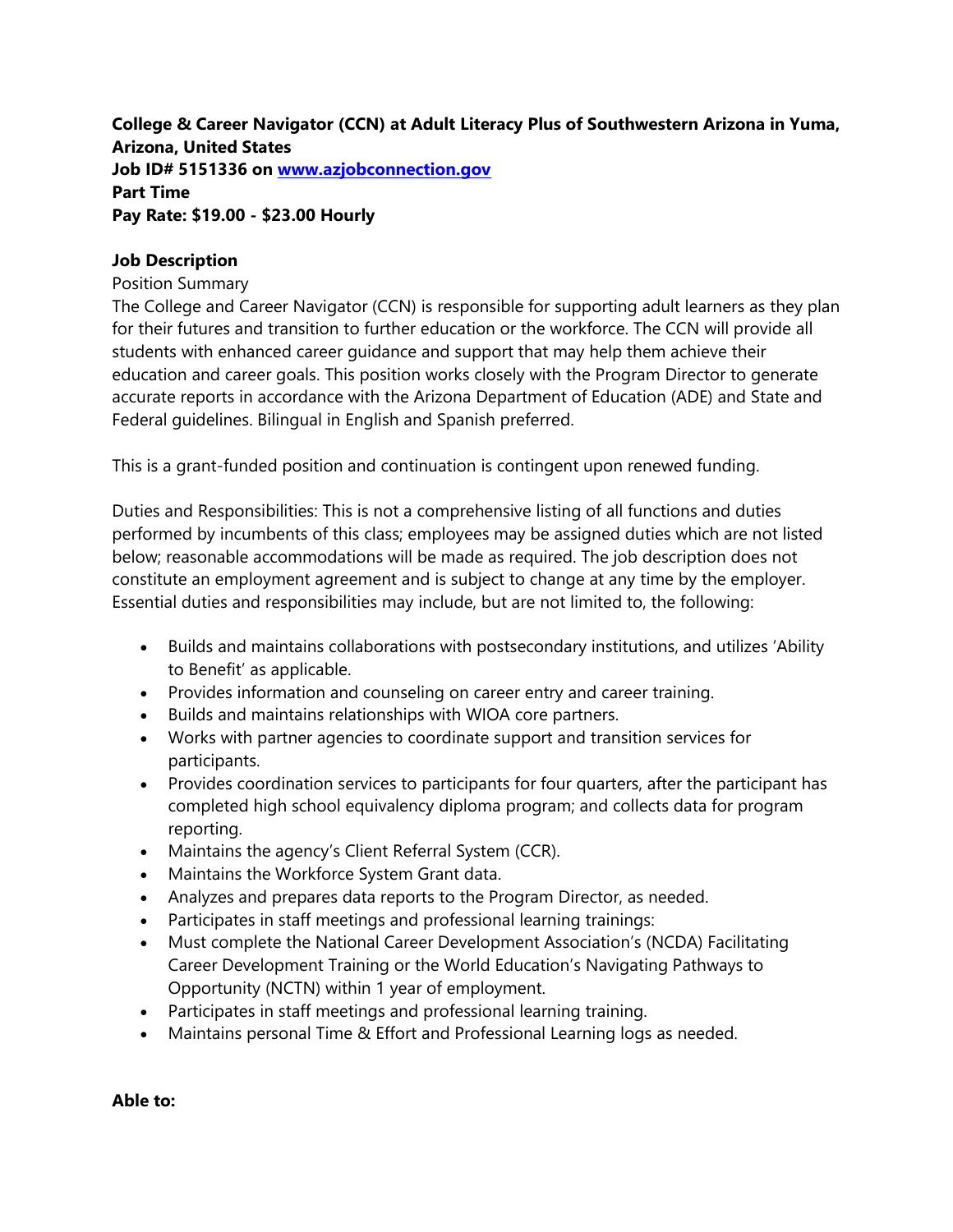**College & Career Navigator (CCN) at Adult Literacy Plus of Southwestern Arizona in Yuma, Arizona, United States**
**Job ID# 5151336 on [www.azjobconnection.gov](http://www.azjobconnection.gov)**
**Part Time**
**Pay Rate: $19.00 - $23.00 Hourly**

**Job Description**

Position Summary

The College and Career Navigator (CCN) is responsible for supporting adult learners as they plan for their futures and transition to further education or the workforce. The CCN will provide all students with enhanced career guidance and support that may help them achieve their education and career goals. This position works closely with the Program Director to generate accurate reports in accordance with the Arizona Department of Education (ADE) and State and Federal guidelines. Bilingual in English and Spanish preferred.

This is a grant-funded position and continuation is contingent upon renewed funding.

Duties and Responsibilities: This is not a comprehensive listing of all functions and duties performed by incumbents of this class; employees may be assigned duties which are not listed below; reasonable accommodations will be made as required. The job description does not constitute an employment agreement and is subject to change at any time by the employer. Essential duties and responsibilities may include, but are not limited to, the following:

- Builds and maintains collaborations with postsecondary institutions, and utilizes 'Ability to Benefit' as applicable.
- Provides information and counseling on career entry and career training.
- Builds and maintains relationships with WIOA core partners.
- Works with partner agencies to coordinate support and transition services for participants.
- Provides coordination services to participants for four quarters, after the participant has completed high school equivalency diploma program; and collects data for program reporting.
- Maintains the agency's Client Referral System (CCR).
- Maintains the Workforce System Grant data.
- Analyzes and prepares data reports to the Program Director, as needed.
- Participates in staff meetings and professional learning trainings:
- Must complete the National Career Development Association's (NCDA) Facilitating Career Development Training or the World Education's Navigating Pathways to Opportunity (NCTN) within 1 year of employment.
- Participates in staff meetings and professional learning training.
- Maintains personal Time & Effort and Professional Learning logs as needed.

**Able to:**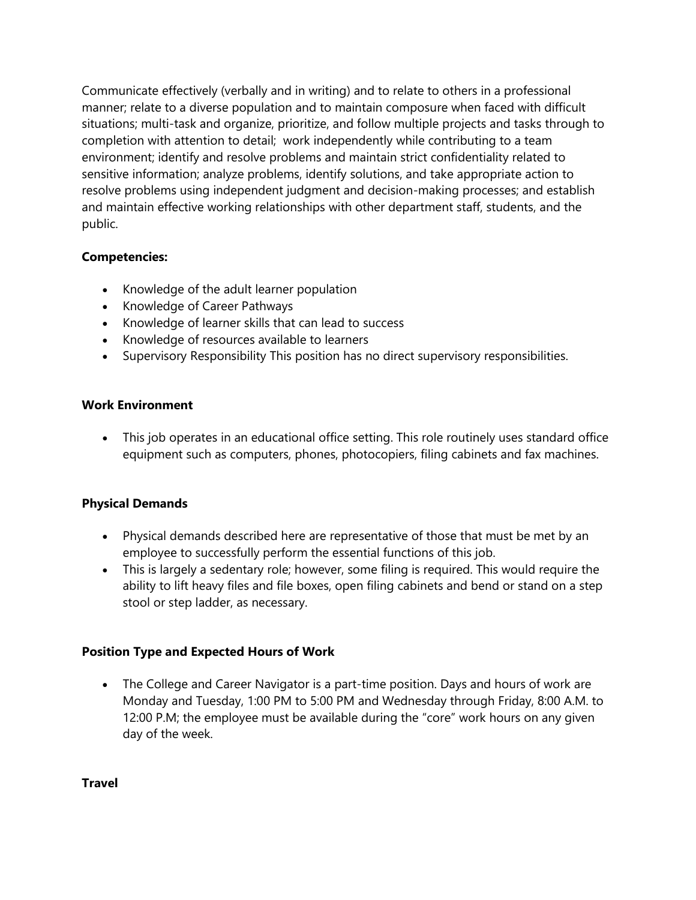Communicate effectively (verbally and in writing) and to relate to others in a professional manner; relate to a diverse population and to maintain composure when faced with difficult situations; multi-task and organize, prioritize, and follow multiple projects and tasks through to completion with attention to detail; work independently while contributing to a team environment; identify and resolve problems and maintain strict confidentiality related to sensitive information; analyze problems, identify solutions, and take appropriate action to resolve problems using independent judgment and decision-making processes; and establish and maintain effective working relationships with other department staff, students, and the public.

**Competencies:**

- Knowledge of the adult learner population
- Knowledge of Career Pathways
- Knowledge of learner skills that can lead to success
- Knowledge of resources available to learners
- Supervisory Responsibility This position has no direct supervisory responsibilities.

**Work Environment**

- This job operates in an educational office setting. This role routinely uses standard office equipment such as computers, phones, photocopiers, filing cabinets and fax machines.

**Physical Demands**

- Physical demands described here are representative of those that must be met by an employee to successfully perform the essential functions of this job.
- This is largely a sedentary role; however, some filing is required. This would require the ability to lift heavy files and file boxes, open filing cabinets and bend or stand on a step stool or step ladder, as necessary.

**Position Type and Expected Hours of Work**

- The College and Career Navigator is a part-time position. Days and hours of work are Monday and Tuesday, 1:00 PM to 5:00 PM and Wednesday through Friday, 8:00 A.M. to 12:00 P.M; the employee must be available during the "core" work hours on any given day of the week.

**Travel**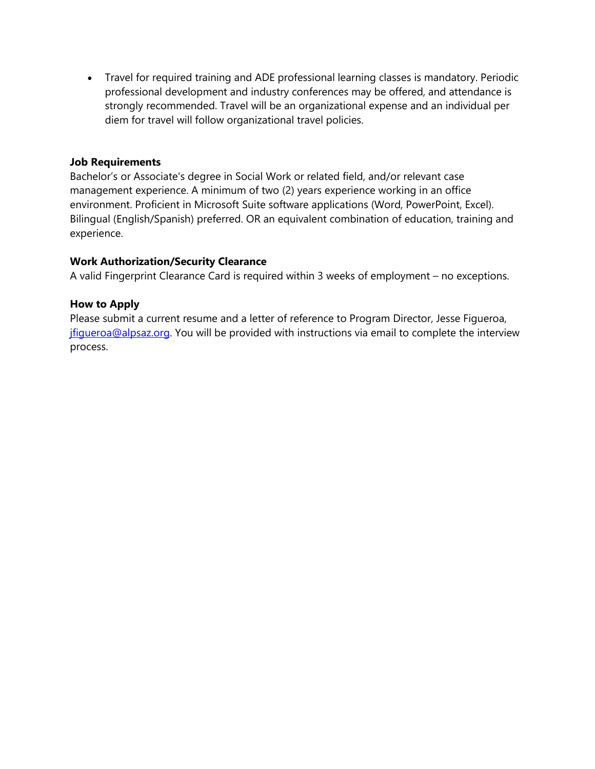- Travel for required training and ADE professional learning classes is mandatory. Periodic professional development and industry conferences may be offered, and attendance is strongly recommended. Travel will be an organizational expense and an individual per diem for travel will follow organizational travel policies.

**Job Requirements**
Bachelor's or Associate's degree in Social Work or related field, and/or relevant case management experience. A minimum of two (2) years experience working in an office environment. Proficient in Microsoft Suite software applications (Word, PowerPoint, Excel). Bilingual (English/Spanish) preferred. OR an equivalent combination of education, training and experience.

**Work Authorization/Security Clearance**
A valid Fingerprint Clearance Card is required within 3 weeks of employment – no exceptions.

**How to Apply**
Please submit a current resume and a letter of reference to Program Director, Jesse Figueroa, jfigueroa@alpsaz.org. You will be provided with instructions via email to complete the interview process.